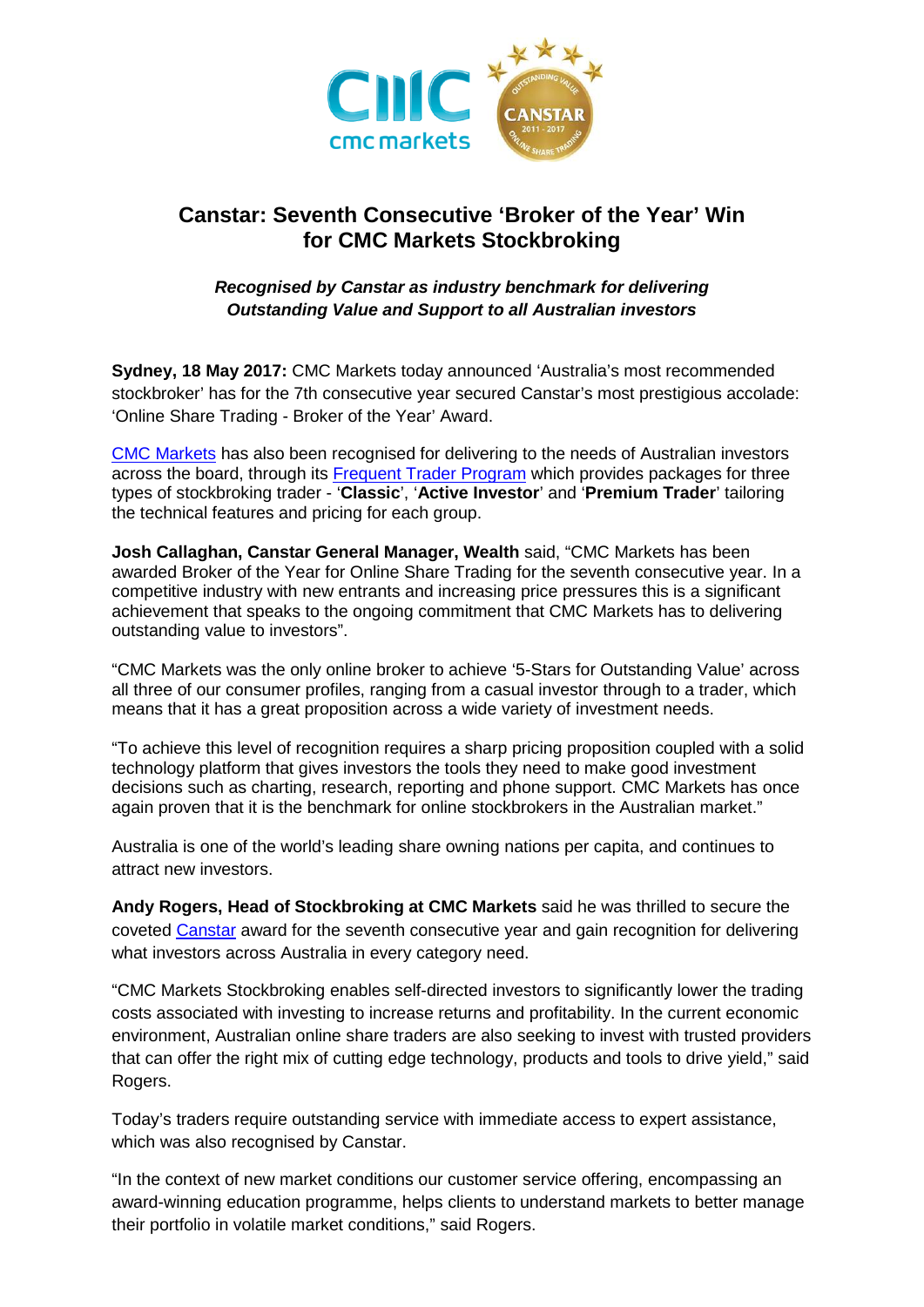# Canstar: Seventh Consecutive 'Broker of the Year' Win for CMC Markets Stockbroking

***Recognised by Canstar as industry benchmark for delivering Outstanding Value and Support to all Australian investors***

**Sydney, 18 May 2017:** CMC Markets today announced 'Australia's most recommended stockbroker' has for the 7th consecutive year secured Canstar's most prestigious accolade: 'Online Share Trading - Broker of the Year' Award.

CMC Markets has also been recognised for delivering to the needs of Australian investors across the board, through its Frequent Trader Program which provides packages for three types of stockbroking trader - '**Classic**', '**Active Investor**' and '**Premium Trader**' tailoring the technical features and pricing for each group.

**Josh Callaghan, Canstar General Manager, Wealth** said, "CMC Markets has been awarded Broker of the Year for Online Share Trading for the seventh consecutive year. In a competitive industry with new entrants and increasing price pressures this is a significant achievement that speaks to the ongoing commitment that CMC Markets has to delivering outstanding value to investors".

"CMC Markets was the only online broker to achieve '5-Stars for Outstanding Value' across all three of our consumer profiles, ranging from a casual investor through to a trader, which means that it has a great proposition across a wide variety of investment needs.

"To achieve this level of recognition requires a sharp pricing proposition coupled with a solid technology platform that gives investors the tools they need to make good investment decisions such as charting, research, reporting and phone support. CMC Markets has once again proven that it is the benchmark for online stockbrokers in the Australian market."

Australia is one of the world's leading share owning nations per capita, and continues to attract new investors.

**Andy Rogers, Head of Stockbroking at CMC Markets** said he was thrilled to secure the coveted Canstar award for the seventh consecutive year and gain recognition for delivering what investors across Australia in every category need.

"CMC Markets Stockbroking enables self-directed investors to significantly lower the trading costs associated with investing to increase returns and profitability. In the current economic environment, Australian online share traders are also seeking to invest with trusted providers that can offer the right mix of cutting edge technology, products and tools to drive yield," said Rogers.

Today's traders require outstanding service with immediate access to expert assistance, which was also recognised by Canstar.

"In the context of new market conditions our customer service offering, encompassing an award-winning education programme, helps clients to understand markets to better manage their portfolio in volatile market conditions," said Rogers.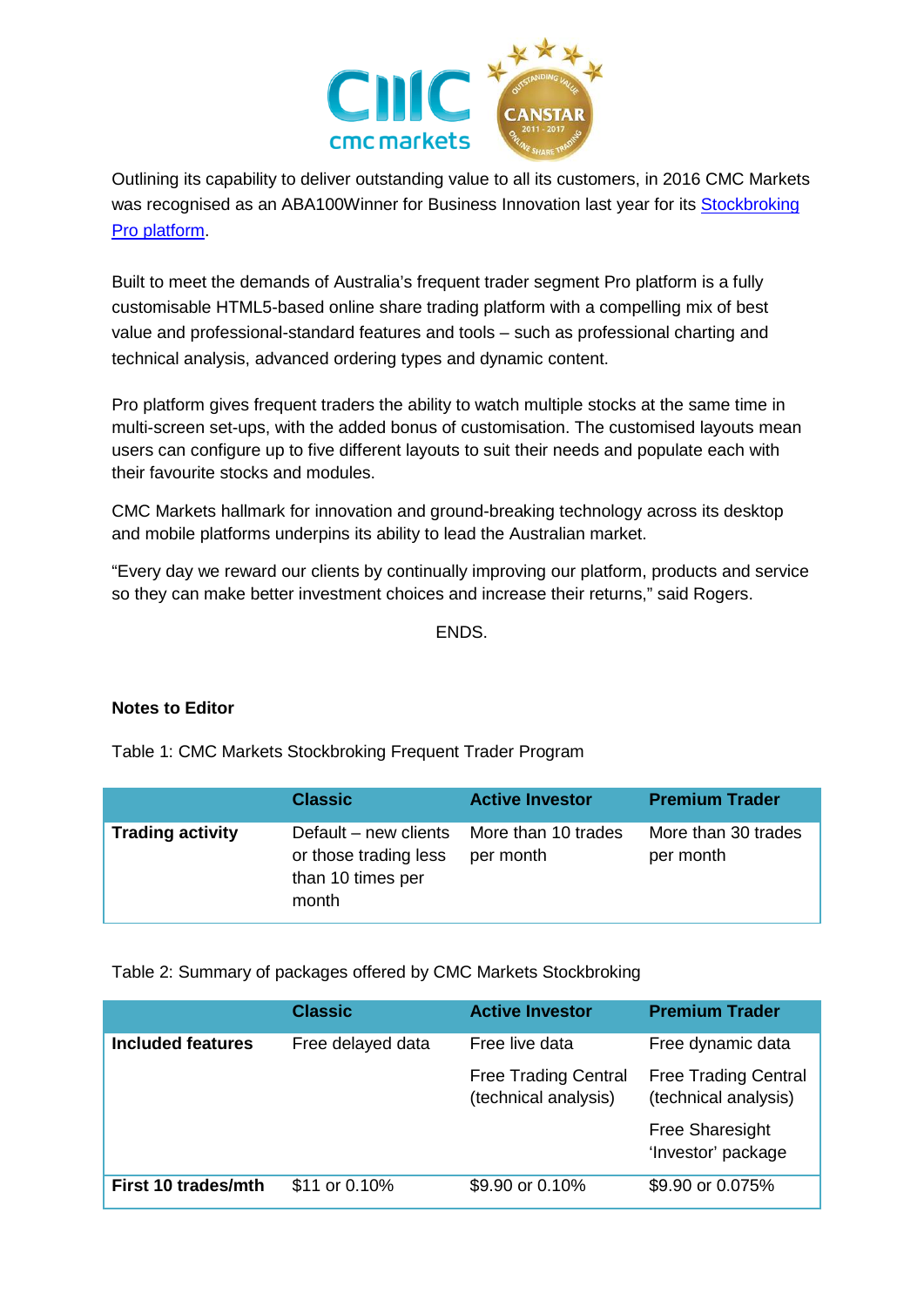Outlining its capability to deliver outstanding value to all its customers, in 2016 CMC Markets was recognised as an ABA100Winner for Business Innovation last year for its Stockbroking Pro platform.

Built to meet the demands of Australia's frequent trader segment Pro platform is a fully customisable HTML5-based online share trading platform with a compelling mix of best value and professional-standard features and tools – such as professional charting and technical analysis, advanced ordering types and dynamic content.

Pro platform gives frequent traders the ability to watch multiple stocks at the same time in multi-screen set-ups, with the added bonus of customisation. The customised layouts mean users can configure up to five different layouts to suit their needs and populate each with their favourite stocks and modules.

CMC Markets hallmark for innovation and ground-breaking technology across its desktop and mobile platforms underpins its ability to lead the Australian market.

"Every day we reward our clients by continually improving our platform, products and service so they can make better investment choices and increase their returns," said Rogers.

ENDS.

**Notes to Editor**

Table 1: CMC Markets Stockbroking Frequent Trader Program

| | Classic | Active Investor | Premium Trader |
|---|---|---|---|
| **Trading activity** | Default – new clients or those trading less than 10 times per month | More than 10 trades per month | More than 30 trades per month |

Table 2: Summary of packages offered by CMC Markets Stockbroking

| | Classic | Active Investor | Premium Trader |
|---|---|---|---|
| **Included features** | Free delayed data | Free live data | Free dynamic data |
| | | Free Trading Central (technical analysis) | Free Trading Central (technical analysis) |
| | | | Free Sharesight 'Investor' package |
| **First 10 trades/mth** | $11 or 0.10% | $9.90 or 0.10% | $9.90 or 0.075% |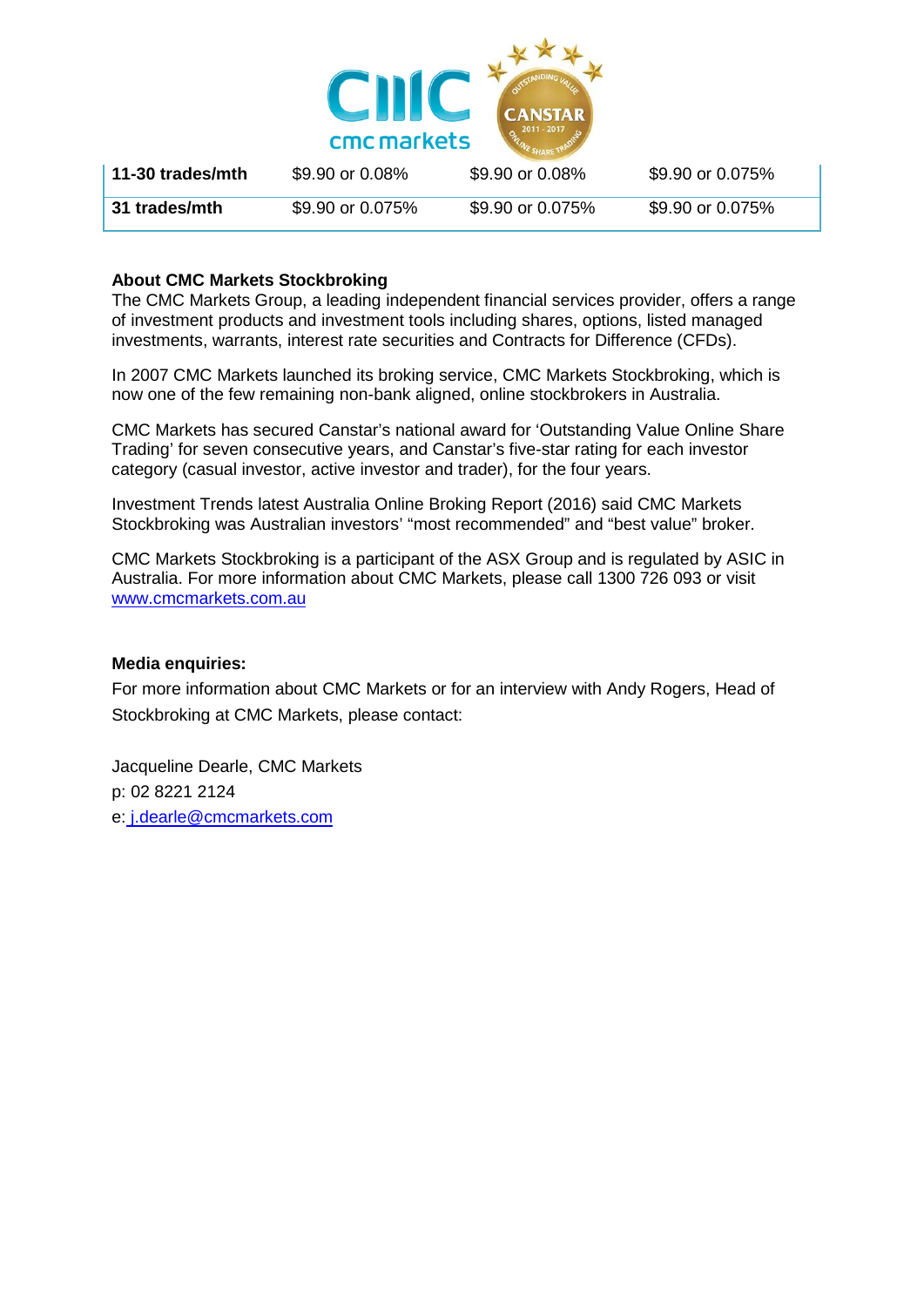| | | | |
|---|---|---|---|
| **11-30 trades/mth** | $9.90 or 0.08% | $9.90 or 0.08% | $9.90 or 0.075% |
| **31 trades/mth** | $9.90 or 0.075% | $9.90 or 0.075% | $9.90 or 0.075% |

**About CMC Markets Stockbroking**

The CMC Markets Group, a leading independent financial services provider, offers a range of investment products and investment tools including shares, options, listed managed investments, warrants, interest rate securities and Contracts for Difference (CFDs).

In 2007 CMC Markets launched its broking service, CMC Markets Stockbroking, which is now one of the few remaining non-bank aligned, online stockbrokers in Australia.

CMC Markets has secured Canstar's national award for 'Outstanding Value Online Share Trading' for seven consecutive years, and Canstar's five-star rating for each investor category (casual investor, active investor and trader), for the four years.

Investment Trends latest Australia Online Broking Report (2016) said CMC Markets Stockbroking was Australian investors' "most recommended" and "best value" broker.

CMC Markets Stockbroking is a participant of the ASX Group and is regulated by ASIC in Australia. For more information about CMC Markets, please call 1300 726 093 or visit www.cmcmarkets.com.au

**Media enquiries:**

For more information about CMC Markets or for an interview with Andy Rogers, Head of Stockbroking at CMC Markets, please contact:

Jacqueline Dearle, CMC Markets
p: 02 8221 2124
e: j.dearle@cmcmarkets.com